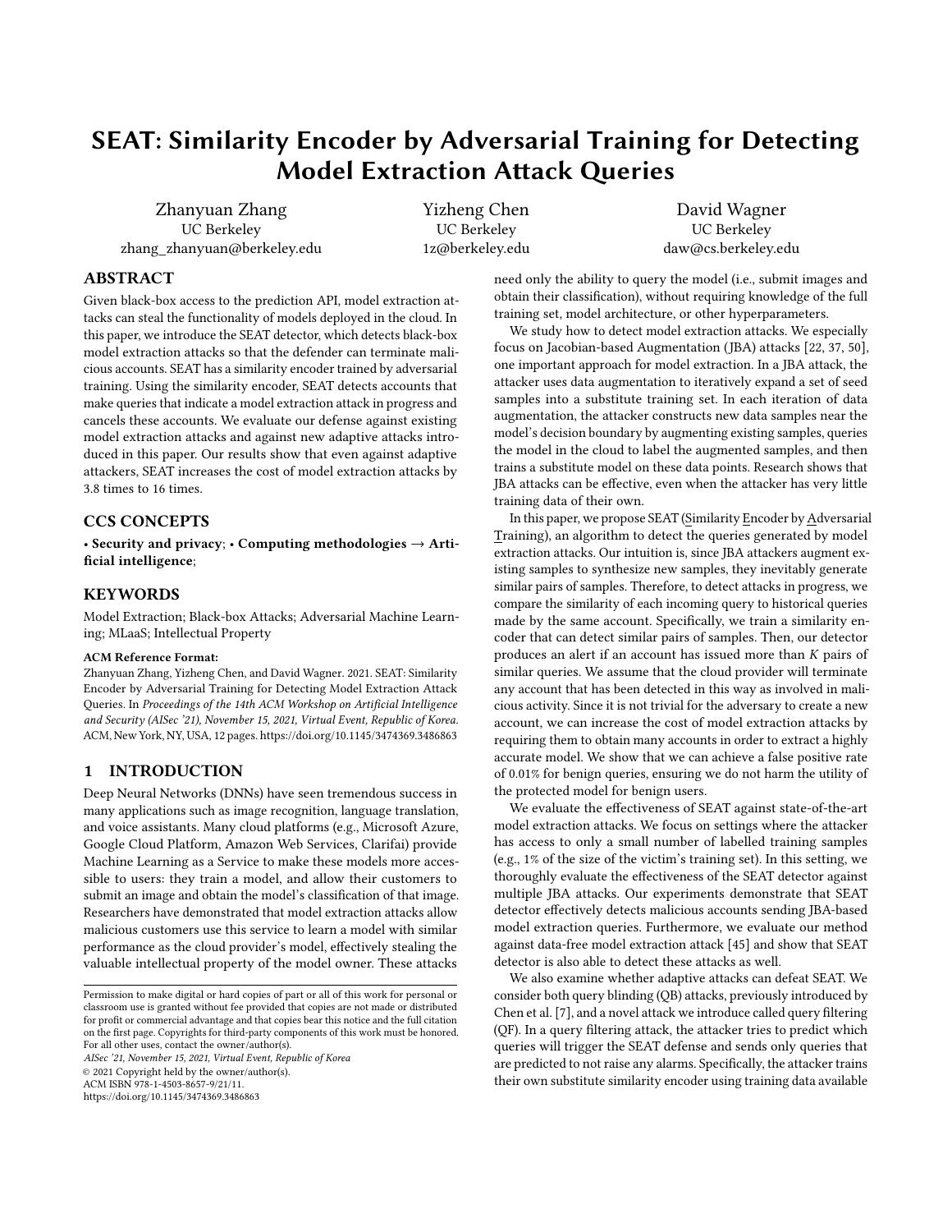# SEAT: Similarity Encoder by Adversarial Training for Detecting Model Extraction Attack Queries

Zhanyuan Zhang
UC Berkeley
zhang_zhanyuan@berkeley.edu

Yizheng Chen
UC Berkeley
1z@berkeley.edu

David Wagner
UC Berkeley
daw@cs.berkeley.edu

## ABSTRACT

Given black-box access to the prediction API, model extraction attacks can steal the functionality of models deployed in the cloud. In this paper, we introduce the SEAT detector, which detects black-box model extraction attacks so that the defender can terminate malicious accounts. SEAT has a similarity encoder trained by adversarial training. Using the similarity encoder, SEAT detects accounts that make queries that indicate a model extraction attack in progress and cancels these accounts. We evaluate our defense against existing model extraction attacks and against new adaptive attacks introduced in this paper. Our results show that even against adaptive attackers, SEAT increases the cost of model extraction attacks by 3.8 times to 16 times.

## CCS CONCEPTS

• **Security and privacy**; • **Computing methodologies → Artificial intelligence**;

## KEYWORDS

Model Extraction; Black-box Attacks; Adversarial Machine Learning; MLaaS; Intellectual Property

#### ACM Reference Format:

Zhanyuan Zhang, Yizheng Chen, and David Wagner. 2021. SEAT: Similarity Encoder by Adversarial Training for Detecting Model Extraction Attack Queries. In *Proceedings of the 14th ACM Workshop on Artificial Intelligence and Security (AISec '21), November 15, 2021, Virtual Event, Republic of Korea.* ACM, New York, NY, USA, 12 pages. https://doi.org/10.1145/3474369.3486863

## 1 INTRODUCTION

Deep Neural Networks (DNNs) have seen tremendous success in many applications such as image recognition, language translation, and voice assistants. Many cloud platforms (e.g., Microsoft Azure, Google Cloud Platform, Amazon Web Services, Clarifai) provide Machine Learning as a Service to make these models more accessible to users: they train a model, and allow their customers to submit an image and obtain the model's classification of that image. Researchers have demonstrated that model extraction attacks allow malicious customers use this service to learn a model with similar performance as the cloud provider's model, effectively stealing the valuable intellectual property of the model owner. These attacks need only the ability to query the model (i.e., submit images and obtain their classification), without requiring knowledge of the full training set, model architecture, or other hyperparameters.

We study how to detect model extraction attacks. We especially focus on Jacobian-based Augmentation (JBA) attacks [22, 37, 50], one important approach for model extraction. In a JBA attack, the attacker uses data augmentation to iteratively expand a set of seed samples into a substitute training set. In each iteration of data augmentation, the attacker constructs new data samples near the model's decision boundary by augmenting existing samples, queries the model in the cloud to label the augmented samples, and then trains a substitute model on these data points. Research shows that JBA attacks can be effective, even when the attacker has very little training data of their own.

In this paper, we propose SEAT (Similarity Encoder by Adversarial Training), an algorithm to detect the queries generated by model extraction attacks. Our intuition is, since JBA attackers augment existing samples to synthesize new samples, they inevitably generate similar pairs of samples. Therefore, to detect attacks in progress, we compare the similarity of each incoming query to historical queries made by the same account. Specifically, we train a similarity encoder that can detect similar pairs of samples. Then, our detector produces an alert if an account has issued more than $K$ pairs of similar queries. We assume that the cloud provider will terminate any account that has been detected in this way as involved in malicious activity. Since it is not trivial for the adversary to create a new account, we can increase the cost of model extraction attacks by requiring them to obtain many accounts in order to extract a highly accurate model. We show that we can achieve a false positive rate of 0.01% for benign queries, ensuring we do not harm the utility of the protected model for benign users.

We evaluate the effectiveness of SEAT against state-of-the-art model extraction attacks. We focus on settings where the attacker has access to only a small number of labelled training samples (e.g., 1% of the size of the victim's training set). In this setting, we thoroughly evaluate the effectiveness of the SEAT detector against multiple JBA attacks. Our experiments demonstrate that SEAT detector effectively detects malicious accounts sending JBA-based model extraction queries. Furthermore, we evaluate our method against data-free model extraction attack [45] and show that SEAT detector is also able to detect these attacks as well.

We also examine whether adaptive attacks can defeat SEAT. We consider both query blinding (QB) attacks, previously introduced by Chen et al. [7], and a novel attack we introduce called query filtering (QF). In a query filtering attack, the attacker tries to predict which queries will trigger the SEAT defense and sends only queries that are predicted to not raise any alarms. Specifically, the attacker trains their own substitute similarity encoder using training data available

Permission to make digital or hard copies of part or all of this work for personal or classroom use is granted without fee provided that copies are not made or distributed for profit or commercial advantage and that copies bear this notice and the full citation on the first page. Copyrights for third-party components of this work must be honored. For all other uses, contact the owner/author(s).
*AISec '21, November 15, 2021, Virtual Event, Republic of Korea*
© 2021 Copyright held by the owner/author(s).
ACM ISBN 978-1-4503-8657-9/21/11.
https://doi.org/10.1145/3474369.3486863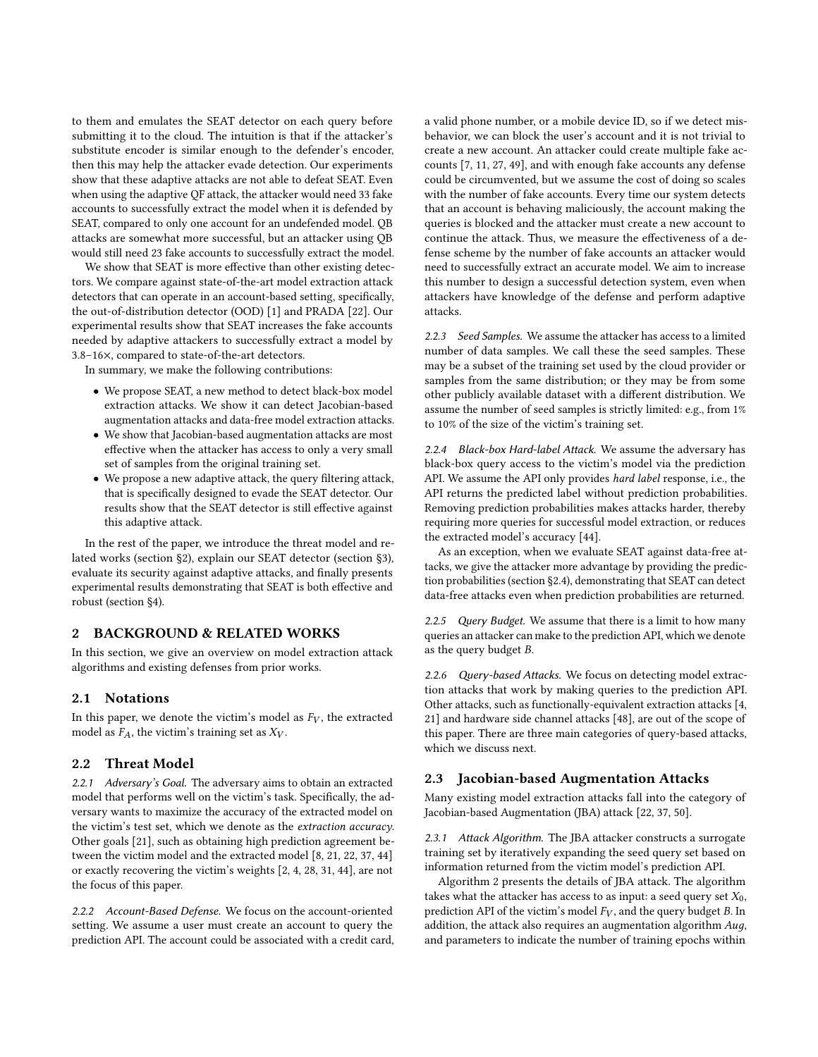to them and emulates the SEAT detector on each query before submitting it to the cloud. The intuition is that if the attacker's substitute encoder is similar enough to the defender's encoder, then this may help the attacker evade detection. Our experiments show that these adaptive attacks are not able to defeat SEAT. Even when using the adaptive QF attack, the attacker would need 33 fake accounts to successfully extract the model when it is defended by SEAT, compared to only one account for an undefended model. QB attacks are somewhat more successful, but an attacker using QB would still need 23 fake accounts to successfully extract the model.

We show that SEAT is more effective than other existing detectors. We compare against state-of-the-art model extraction attack detectors that can operate in an account-based setting, specifically, the out-of-distribution detector (OOD) [1] and PRADA [22]. Our experimental results show that SEAT increases the fake accounts needed by adaptive attackers to successfully extract a model by 3.8–16×, compared to state-of-the-art detectors.

In summary, we make the following contributions:

- We propose SEAT, a new method to detect black-box model extraction attacks. We show it can detect Jacobian-based augmentation attacks and data-free model extraction attacks.
- We show that Jacobian-based augmentation attacks are most effective when the attacker has access to only a very small set of samples from the original training set.
- We propose a new adaptive attack, the query filtering attack, that is specifically designed to evade the SEAT detector. Our results show that the SEAT detector is still effective against this adaptive attack.

In the rest of the paper, we introduce the threat model and related works (section §2), explain our SEAT detector (section §3), evaluate its security against adaptive attacks, and finally presents experimental results demonstrating that SEAT is both effective and robust (section §4).

## 2 BACKGROUND & RELATED WORKS

In this section, we give an overview on model extraction attack algorithms and existing defenses from prior works.

### 2.1 Notations

In this paper, we denote the victim's model as $F_V$, the extracted model as $F_A$, the victim's training set as $X_V$.

### 2.2 Threat Model

*2.2.1 Adversary's Goal.* The adversary aims to obtain an extracted model that performs well on the victim's task. Specifically, the adversary wants to maximize the accuracy of the extracted model on the victim's test set, which we denote as the *extraction accuracy*. Other goals [21], such as obtaining high prediction agreement between the victim model and the extracted model [8, 21, 22, 37, 44] or exactly recovering the victim's weights [2, 4, 28, 31, 44], are not the focus of this paper.

*2.2.2 Account-Based Defense.* We focus on the account-oriented setting. We assume a user must create an account to query the prediction API. The account could be associated with a credit card, a valid phone number, or a mobile device ID, so if we detect misbehavior, we can block the user's account and it is not trivial to create a new account. An attacker could create multiple fake accounts [7, 11, 27, 49], and with enough fake accounts any defense could be circumvented, but we assume the cost of doing so scales with the number of fake accounts. Every time our system detects that an account is behaving maliciously, the account making the queries is blocked and the attacker must create a new account to continue the attack. Thus, we measure the effectiveness of a defense scheme by the number of fake accounts an attacker would need to successfully extract an accurate model. We aim to increase this number to design a successful detection system, even when attackers have knowledge of the defense and perform adaptive attacks.

*2.2.3 Seed Samples.* We assume the attacker has access to a limited number of data samples. We call these the seed samples. These may be a subset of the training set used by the cloud provider or samples from the same distribution; or they may be from some other publicly available dataset with a different distribution. We assume the number of seed samples is strictly limited: e.g., from 1% to 10% of the size of the victim's training set.

*2.2.4 Black-box Hard-label Attack.* We assume the adversary has black-box query access to the victim's model via the prediction API. We assume the API only provides *hard label* response, i.e., the API returns the predicted label without prediction probabilities. Removing prediction probabilities makes attacks harder, thereby requiring more queries for successful model extraction, or reduces the extracted model's accuracy [44].

As an exception, when we evaluate SEAT against data-free attacks, we give the attacker more advantage by providing the prediction probabilities (section §2.4), demonstrating that SEAT can detect data-free attacks even when prediction probabilities are returned.

*2.2.5 Query Budget.* We assume that there is a limit to how many queries an attacker can make to the prediction API, which we denote as the query budget $B$.

*2.2.6 Query-based Attacks.* We focus on detecting model extraction attacks that work by making queries to the prediction API. Other attacks, such as functionally-equivalent extraction attacks [4, 21] and hardware side channel attacks [48], are out of the scope of this paper. There are three main categories of query-based attacks, which we discuss next.

### 2.3 Jacobian-based Augmentation Attacks

Many existing model extraction attacks fall into the category of Jacobian-based Augmentation (JBA) attack [22, 37, 50].

*2.3.1 Attack Algorithm.* The JBA attacker constructs a surrogate training set by iteratively expanding the seed query set based on information returned from the victim model's prediction API.

Algorithm 2 presents the details of JBA attack. The algorithm takes what the attacker has access to as input: a seed query set $X_0$, prediction API of the victim's model $F_V$, and the query budget $B$. In addition, the attack also requires an augmentation algorithm *Aug*, and parameters to indicate the number of training epochs within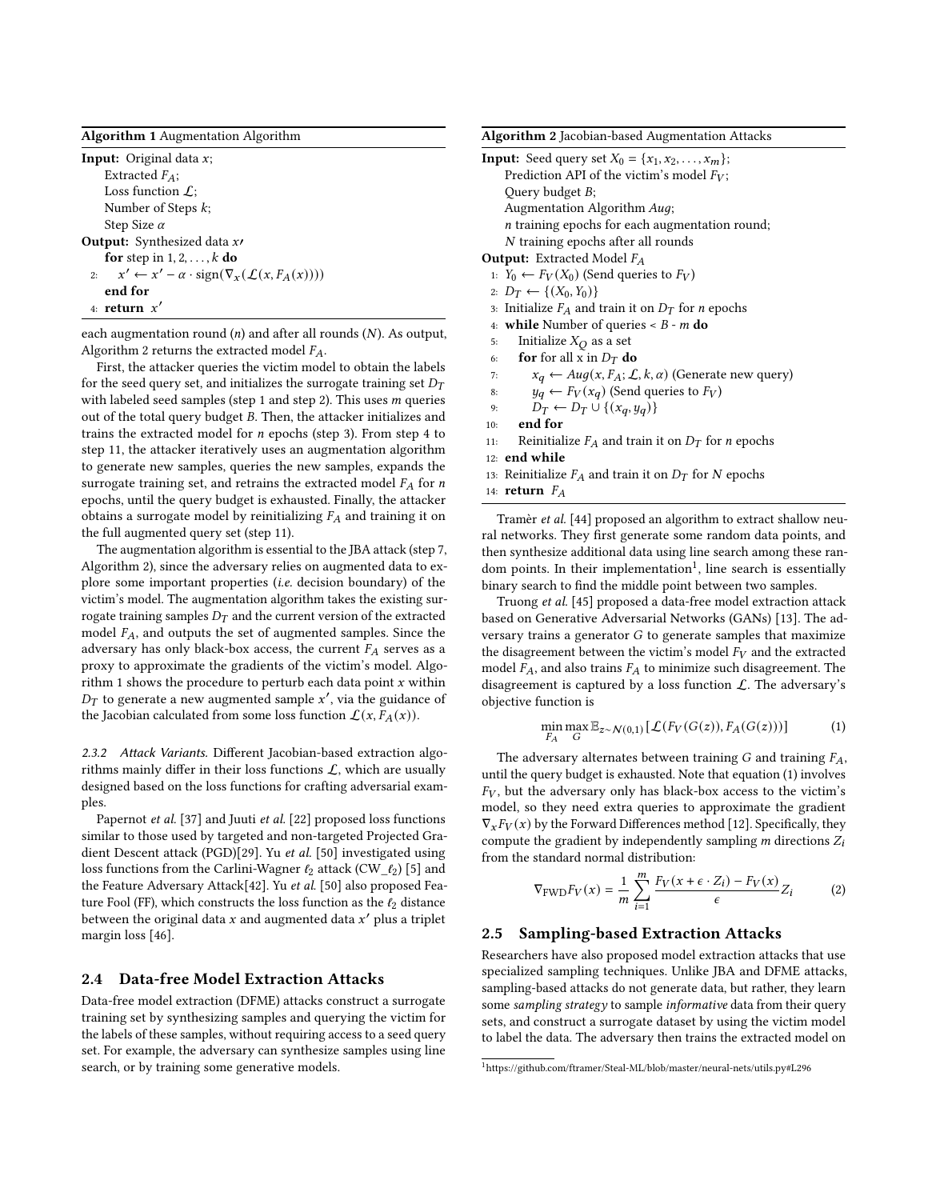**Algorithm 1** Augmentation Algorithm

**Input:** Original data $x$;
    Extracted $F_A$;
    Loss function $\mathcal{L}$;
    Number of Steps $k$;
    Step Size $\alpha$

**Output:** Synthesized data $x\prime$

```
    for step in 1, 2, ..., k do
2:      x′ ← x′ − α · sign(∇_x(L(x, F_A(x))))
    end for
4:  return x′
```

**Algorithm 2** Jacobian-based Augmentation Attacks

**Input:** Seed query set $X_0 = \{x_1, x_2, \ldots, x_m\}$;
    Prediction API of the victim's model $F_V$;
    Query budget $B$;
    Augmentation Algorithm $Aug$;
    $n$ training epochs for each augmentation round;
    $N$ training epochs after all rounds

**Output:** Extracted Model $F_A$

```
1:  Y_0 ← F_V(X_0) (Send queries to F_V)
2:  D_T ← {(X_0, Y_0)}
3:  Initialize F_A and train it on D_T for n epochs
4:  while Number of queries < B - m do
5:      Initialize X_Q as a set
6:      for for all x in D_T do
7:          x_q ← Aug(x, F_A; L, k, α) (Generate new query)
8:          y_q ← F_V(x_q) (Send queries to F_V)
9:          D_T ← D_T ∪ {(x_q, y_q)}
10:     end for
11:     Reinitialize F_A and train it on D_T for n epochs
12: end while
13: Reinitialize F_A and train it on D_T for N epochs
14: return F_A
```

each augmentation round ($n$) and after all rounds ($N$). As output, Algorithm 2 returns the extracted model $F_A$.

First, the attacker queries the victim model to obtain the labels for the seed query set, and initializes the surrogate training set $D_T$ with labeled seed samples (step 1 and step 2). This uses $m$ queries out of the total query budget $B$. Then, the attacker initializes and trains the extracted model for $n$ epochs (step 3). From step 4 to step 11, the attacker iteratively uses an augmentation algorithm to generate new samples, queries the new samples, expands the surrogate training set, and retrains the extracted model $F_A$ for $n$ epochs, until the query budget is exhausted. Finally, the attacker obtains a surrogate model by reinitializing $F_A$ and training it on the full augmented query set (step 11).

The augmentation algorithm is essential to the JBA attack (step 7, Algorithm 2), since the adversary relies on augmented data to explore some important properties (*i.e.* decision boundary) of the victim's model. The augmentation algorithm takes the existing surrogate training samples $D_T$ and the current version of the extracted model $F_A$, and outputs the set of augmented samples. Since the adversary has only black-box access, the current $F_A$ serves as a proxy to approximate the gradients of the victim's model. Algorithm 1 shows the procedure to perturb each data point $x$ within $D_T$ to generate a new augmented sample $x'$, via the guidance of the Jacobian calculated from some loss function $\mathcal{L}(x, F_A(x))$.

*2.3.2 Attack Variants.* Different Jacobian-based extraction algorithms mainly differ in their loss functions $\mathcal{L}$, which are usually designed based on the loss functions for crafting adversarial examples.

Papernot *et al.* [37] and Juuti *et al.* [22] proposed loss functions similar to those used by targeted and non-targeted Projected Gradient Descent attack (PGD)[29]. Yu *et al.* [50] investigated using loss functions from the Carlini-Wagner $\ell_2$ attack (CW_$\ell_2$) [5] and the Feature Adversary Attack[42]. Yu *et al.* [50] also proposed Feature Fool (FF), which constructs the loss function as the $\ell_2$ distance between the original data $x$ and augmented data $x'$ plus a triplet margin loss [46].

## 2.4 Data-free Model Extraction Attacks

Data-free model extraction (DFME) attacks construct a surrogate training set by synthesizing samples and querying the victim for the labels of these samples, without requiring access to a seed query set. For example, the adversary can synthesize samples using line search, or by training some generative models.

Tramèr *et al.* [44] proposed an algorithm to extract shallow neural networks. They first generate some random data points, and then synthesize additional data using line search among these random points. In their implementation[1], line search is essentially binary search to find the middle point between two samples.

Truong *et al.* [45] proposed a data-free model extraction attack based on Generative Adversarial Networks (GANs) [13]. The adversary trains a generator $G$ to generate samples that maximize the disagreement between the victim's model $F_V$ and the extracted model $F_A$, and also trains $F_A$ to minimize such disagreement. The disagreement is captured by a loss function $\mathcal{L}$. The adversary's objective function is

$$\min_{F_A} \max_{G} \mathbb{E}_{z \sim \mathcal{N}(0,1)} [\mathcal{L}(F_V(G(z)), F_A(G(z)))] \tag{1}$$

The adversary alternates between training $G$ and training $F_A$, until the query budget is exhausted. Note that equation (1) involves $F_V$, but the adversary only has black-box access to the victim's model, so they need extra queries to approximate the gradient $\nabla_x F_V(x)$ by the Forward Differences method [12]. Specifically, they compute the gradient by independently sampling $m$ directions $Z_i$ from the standard normal distribution:

$$\nabla_{\text{FWD}} F_V(x) = \frac{1}{m} \sum_{i=1}^{m} \frac{F_V(x + \epsilon \cdot Z_i) - F_V(x)}{\epsilon} Z_i \tag{2}$$

## 2.5 Sampling-based Extraction Attacks

Researchers have also proposed model extraction attacks that use specialized sampling techniques. Unlike JBA and DFME attacks, sampling-based attacks do not generate data, but rather, they learn some *sampling strategy* to sample *informative* data from their query sets, and construct a surrogate dataset by using the victim model to label the data. The adversary then trains the extracted model on

[1] https://github.com/ftramer/Steal-ML/blob/master/neural-nets/utils.py#L296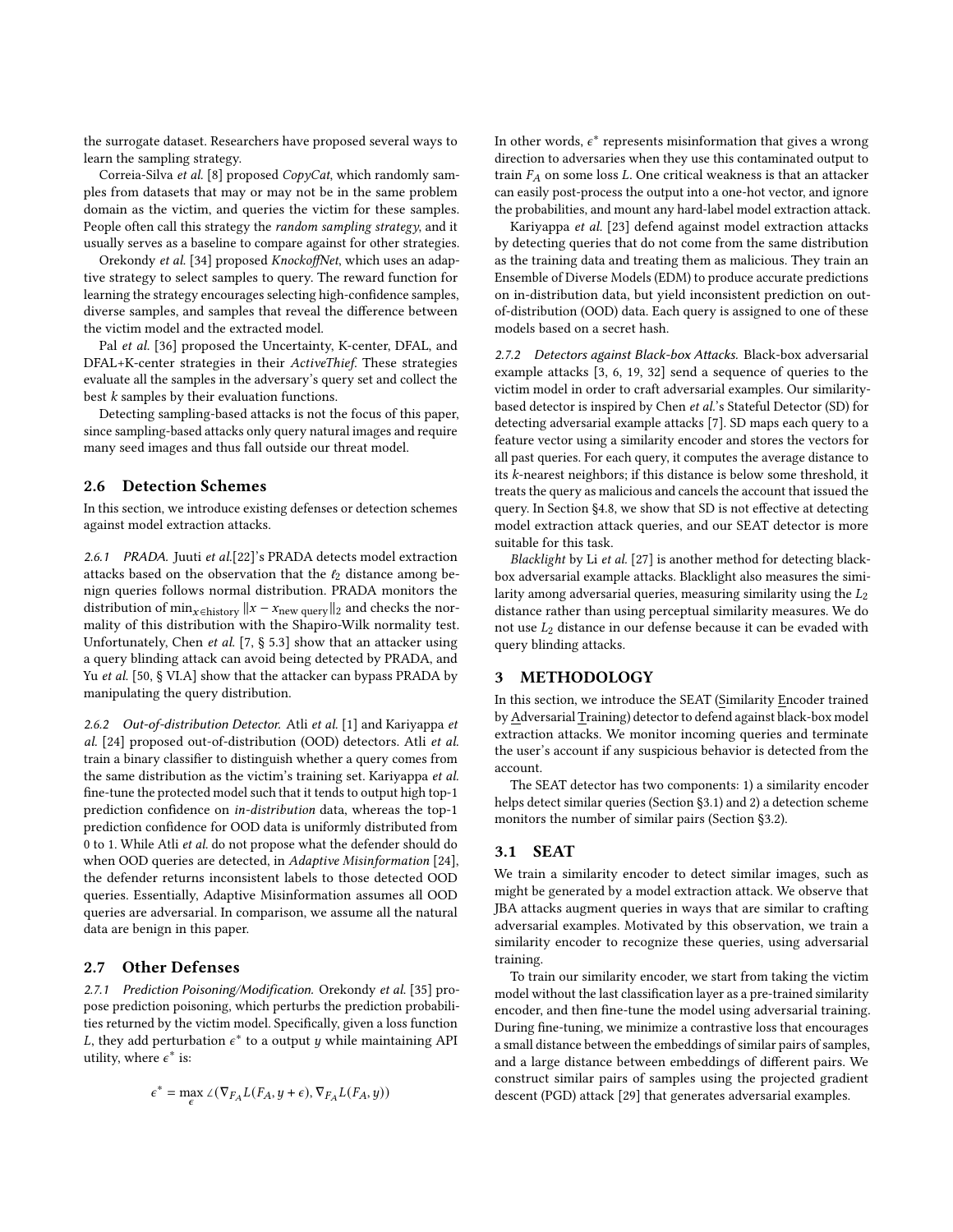the surrogate dataset. Researchers have proposed several ways to learn the sampling strategy.

Correia-Silva *et al.* [8] proposed *CopyCat*, which randomly samples from datasets that may or may not be in the same problem domain as the victim, and queries the victim for these samples. People often call this strategy the *random sampling strategy*, and it usually serves as a baseline to compare against for other strategies.

Orekondy *et al.* [34] proposed *KnockoffNet*, which uses an adaptive strategy to select samples to query. The reward function for learning the strategy encourages selecting high-confidence samples, diverse samples, and samples that reveal the difference between the victim model and the extracted model.

Pal *et al.* [36] proposed the Uncertainty, K-center, DFAL, and DFAL+K-center strategies in their *ActiveThief*. These strategies evaluate all the samples in the adversary's query set and collect the best $k$ samples by their evaluation functions.

Detecting sampling-based attacks is not the focus of this paper, since sampling-based attacks only query natural images and require many seed images and thus fall outside our threat model.

## 2.6 Detection Schemes

In this section, we introduce existing defenses or detection schemes against model extraction attacks.

*2.6.1 PRADA.* Juuti *et al.*[22]'s PRADA detects model extraction attacks based on the observation that the $\ell_2$ distance among benign queries follows normal distribution. PRADA monitors the distribution of $\min_{x \in \text{history}} \|x - x_{\text{new query}}\|_2$ and checks the normality of this distribution with the Shapiro-Wilk normality test. Unfortunately, Chen *et al.* [7, § 5.3] show that an attacker using a query blinding attack can avoid being detected by PRADA, and Yu *et al.* [50, § VI.A] show that the attacker can bypass PRADA by manipulating the query distribution.

*2.6.2 Out-of-distribution Detector.* Atli *et al.* [1] and Kariyappa *et al.* [24] proposed out-of-distribution (OOD) detectors. Atli *et al.* train a binary classifier to distinguish whether a query comes from the same distribution as the victim's training set. Kariyappa *et al.* fine-tune the protected model such that it tends to output high top-1 prediction confidence on *in-distribution* data, whereas the top-1 prediction confidence for OOD data is uniformly distributed from 0 to 1. While Atli *et al.* do not propose what the defender should do when OOD queries are detected, in *Adaptive Misinformation* [24], the defender returns inconsistent labels to those detected OOD queries. Essentially, Adaptive Misinformation assumes all OOD queries are adversarial. In comparison, we assume all the natural data are benign in this paper.

## 2.7 Other Defenses

*2.7.1 Prediction Poisoning/Modification.* Orekondy *et al.* [35] propose prediction poisoning, which perturbs the prediction probabilities returned by the victim model. Specifically, given a loss function $L$, they add perturbation $\epsilon^*$ to a output $y$ while maintaining API utility, where $\epsilon^*$ is:

$$\epsilon^* = \max_{\epsilon} \angle(\nabla_{F_A} L(F_A, y + \epsilon), \nabla_{F_A} L(F_A, y))$$

In other words, $\epsilon^*$ represents misinformation that gives a wrong direction to adversaries when they use this contaminated output to train $F_A$ on some loss $L$. One critical weakness is that an attacker can easily post-process the output into a one-hot vector, and ignore the probabilities, and mount any hard-label model extraction attack.

Kariyappa *et al.* [23] defend against model extraction attacks by detecting queries that do not come from the same distribution as the training data and treating them as malicious. They train an Ensemble of Diverse Models (EDM) to produce accurate predictions on in-distribution data, but yield inconsistent prediction on out-of-distribution (OOD) data. Each query is assigned to one of these models based on a secret hash.

*2.7.2 Detectors against Black-box Attacks.* Black-box adversarial example attacks [3, 6, 19, 32] send a sequence of queries to the victim model in order to craft adversarial examples. Our similarity-based detector is inspired by Chen *et al.*'s Stateful Detector (SD) for detecting adversarial example attacks [7]. SD maps each query to a feature vector using a similarity encoder and stores the vectors for all past queries. For each query, it computes the average distance to its $k$-nearest neighbors; if this distance is below some threshold, it treats the query as malicious and cancels the account that issued the query. In Section §4.8, we show that SD is not effective at detecting model extraction attack queries, and our SEAT detector is more suitable for this task.

*Blacklight* by Li *et al.* [27] is another method for detecting black-box adversarial example attacks. Blacklight also measures the similarity among adversarial queries, measuring similarity using the $L_2$ distance rather than using perceptual similarity measures. We do not use $L_2$ distance in our defense because it can be evaded with query blinding attacks.

# 3 METHODOLOGY

In this section, we introduce the SEAT (Similarity Encoder trained by Adversarial Training) detector to defend against black-box model extraction attacks. We monitor incoming queries and terminate the user's account if any suspicious behavior is detected from the account.

The SEAT detector has two components: 1) a similarity encoder helps detect similar queries (Section §3.1) and 2) a detection scheme monitors the number of similar pairs (Section §3.2).

## 3.1 SEAT

We train a similarity encoder to detect similar images, such as might be generated by a model extraction attack. We observe that JBA attacks augment queries in ways that are similar to crafting adversarial examples. Motivated by this observation, we train a similarity encoder to recognize these queries, using adversarial training.

To train our similarity encoder, we start from taking the victim model without the last classification layer as a pre-trained similarity encoder, and then fine-tune the model using adversarial training. During fine-tuning, we minimize a contrastive loss that encourages a small distance between the embeddings of similar pairs of samples, and a large distance between embeddings of different pairs. We construct similar pairs of samples using the projected gradient descent (PGD) attack [29] that generates adversarial examples.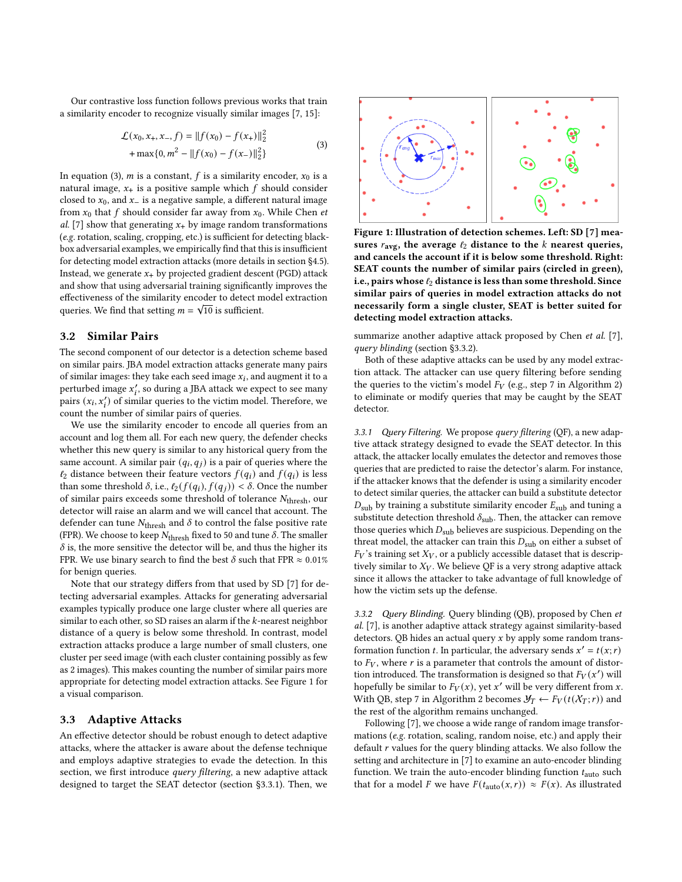Our contrastive loss function follows previous works that train a similarity encoder to recognize visually similar images [7, 15]:

$$\mathcal{L}(x_0, x_+, x_-, f) = \|f(x_0) - f(x_+)\|_2^2 + \max\{0, m^2 - \|f(x_0) - f(x_-)\|_2^2\} \quad (3)$$

In equation (3), $m$ is a constant, $f$ is a similarity encoder, $x_0$ is a natural image, $x_+$ is a positive sample which $f$ should consider closed to $x_0$, and $x_-$ is a negative sample, a different natural image from $x_0$ that $f$ should consider far away from $x_0$. While Chen *et al.* [7] show that generating $x_+$ by image random transformations (*e.g.* rotation, scaling, cropping, etc.) is sufficient for detecting black-box adversarial examples, we empirically find that this is insufficient for detecting model extraction attacks (more details in section §4.5). Instead, we generate $x_+$ by projected gradient descent (PGD) attack and show that using adversarial training significantly improves the effectiveness of the similarity encoder to detect model extraction queries. We find that setting $m = \sqrt{10}$ is sufficient.

## 3.2 Similar Pairs

The second component of our detector is a detection scheme based on similar pairs. JBA model extraction attacks generate many pairs of similar images: they take each seed image $x_i$, and augment it to a perturbed image $x_i'$, so during a JBA attack we expect to see many pairs $(x_i, x_i')$ of similar queries to the victim model. Therefore, we count the number of similar pairs of queries.

We use the similarity encoder to encode all queries from an account and log them all. For each new query, the defender checks whether this new query is similar to any historical query from the same account. A similar pair $(q_i, q_j)$ is a pair of queries where the $\ell_2$ distance between their feature vectors $f(q_i)$ and $f(q_i)$ is less than some threshold $\delta$, i.e., $\ell_2(f(q_i), f(q_j)) < \delta$. Once the number of similar pairs exceeds some threshold of tolerance $N_{\text{thresh}}$, our detector will raise an alarm and we will cancel that account. The defender can tune $N_{\text{thresh}}$ and $\delta$ to control the false positive rate (FPR). We choose to keep $N_{\text{thresh}}$ fixed to 50 and tune $\delta$. The smaller $\delta$ is, the more sensitive the detector will be, and thus the higher its FPR. We use binary search to find the best $\delta$ such that FPR $\approx 0.01\%$ for benign queries.

Note that our strategy differs from that used by SD [7] for detecting adversarial examples. Attacks for generating adversarial examples typically produce one large cluster where all queries are similar to each other, so SD raises an alarm if the $k$-nearest neighbor distance of a query is below some threshold. In contrast, model extraction attacks produce a large number of small clusters, one cluster per seed image (with each cluster containing possibly as few as 2 images). This makes counting the number of similar pairs more appropriate for detecting model extraction attacks. See Figure 1 for a visual comparison.

**Figure 1: Illustration of detection schemes. Left: SD [7] measures $r_{\text{avg}}$, the average $\ell_2$ distance to the $k$ nearest queries, and cancels the account if it is below some threshold. Right: SEAT counts the number of similar pairs (circled in green), i.e., pairs whose $\ell_2$ distance is less than some threshold. Since similar pairs of queries in model extraction attacks do not necessarily form a single cluster, SEAT is better suited for detecting model extraction attacks.**

## 3.3 Adaptive Attacks

An effective detector should be robust enough to detect adaptive attacks, where the attacker is aware about the defense technique and employs adaptive strategies to evade the detection. In this section, we first introduce *query filtering*, a new adaptive attack designed to target the SEAT detector (section §3.3.1). Then, we summarize another adaptive attack proposed by Chen *et al.* [7], *query blinding* (section §3.3.2).

Both of these adaptive attacks can be used by any model extraction attack. The attacker can use query filtering before sending the queries to the victim's model $F_V$ (e.g., step 7 in Algorithm 2) to eliminate or modify queries that may be caught by the SEAT detector.

*3.3.1 Query Filtering.* We propose *query filtering* (QF), a new adaptive attack strategy designed to evade the SEAT detector. In this attack, the attacker locally emulates the detector and removes those queries that are predicted to raise the detector's alarm. For instance, if the attacker knows that the defender is using a similarity encoder to detect similar queries, the attacker can build a substitute detector $D_{\text{sub}}$ by training a substitute similarity encoder $E_{\text{sub}}$ and tuning a substitute detection threshold $\delta_{\text{sub}}$. Then, the attacker can remove those queries which $D_{\text{sub}}$ believes are suspicious. Depending on the threat model, the attacker can train this $D_{\text{sub}}$ on either a subset of $F_V$'s training set $X_V$, or a publicly accessible dataset that is descriptively similar to $X_V$. We believe QF is a very strong adaptive attack since it allows the attacker to take advantage of full knowledge of how the victim sets up the defense.

*3.3.2 Query Blinding.* Query blinding (QB), proposed by Chen *et al.* [7], is another adaptive attack strategy against similarity-based detectors. QB hides an actual query $x$ by apply some random transformation function $t$. In particular, the adversary sends $x' = t(x; r)$ to $F_V$, where $r$ is a parameter that controls the amount of distortion introduced. The transformation is designed so that $F_V(x')$ will hopefully be similar to $F_V(x)$, yet $x'$ will be very different from $x$. With QB, step 7 in Algorithm 2 becomes $\mathcal{Y}_T \leftarrow F_V(t(\mathcal{X}_T; r))$ and the rest of the algorithm remains unchanged.

Following [7], we choose a wide range of random image transformations (*e.g.* rotation, scaling, random noise, etc.) and apply their default $r$ values for the query blinding attacks. We also follow the setting and architecture in [7] to examine an auto-encoder blinding function. We train the auto-encoder blinding function $t_{\text{auto}}$ such that for a model $F$ we have $F(t_{\text{auto}}(x, r)) \approx F(x)$. As illustrated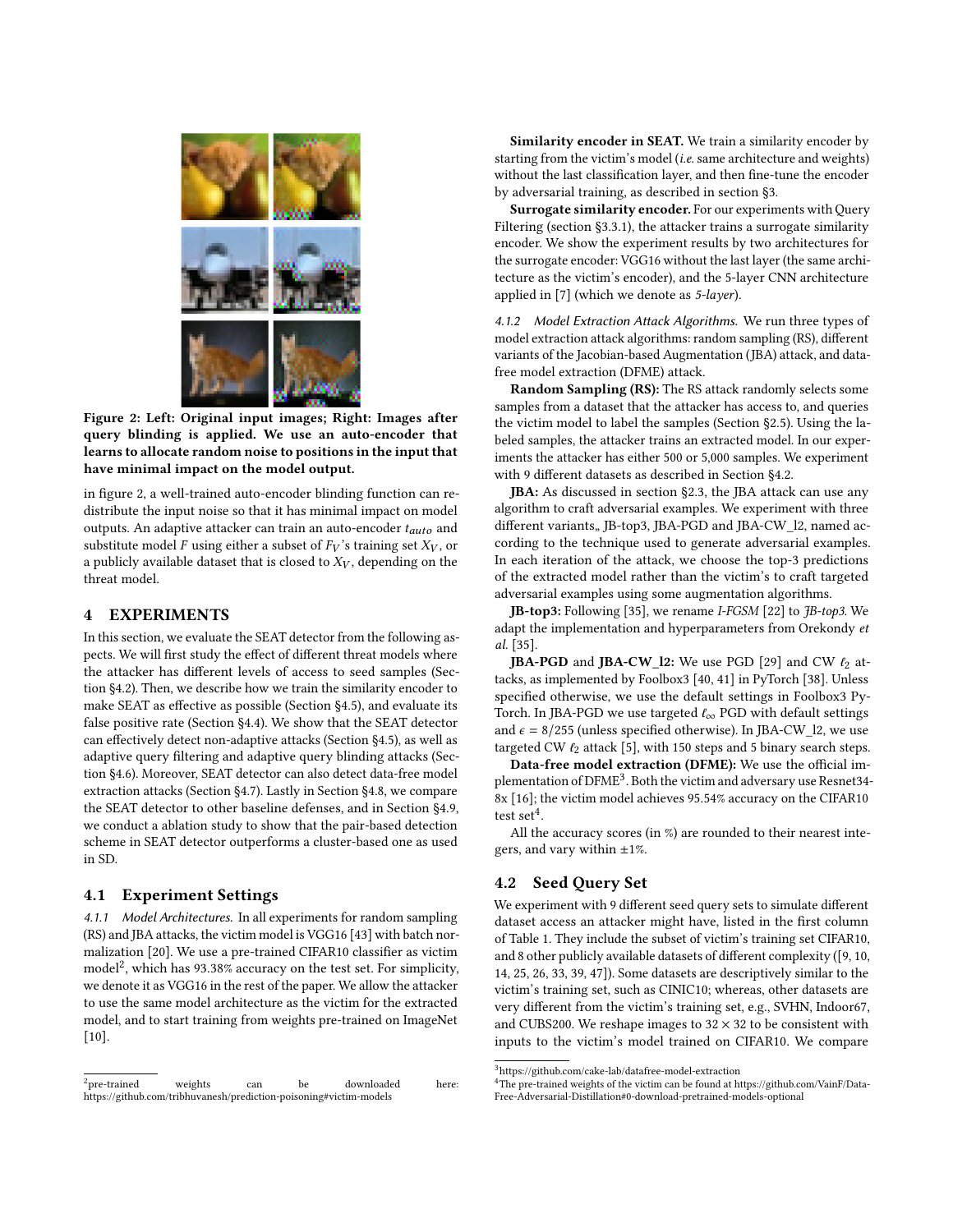Figure 2: Left: Original input images; Right: Images after query blinding is applied. We use an auto-encoder that learns to allocate random noise to positions in the input that have minimal impact on the model output.

in figure 2, a well-trained auto-encoder blinding function can redistribute the input noise so that it has minimal impact on model outputs. An adaptive attacker can train an auto-encoder $t_{auto}$ and substitute model $F$ using either a subset of $F_V$'s training set $X_V$, or a publicly available dataset that is closed to $X_V$, depending on the threat model.

## 4 EXPERIMENTS

In this section, we evaluate the SEAT detector from the following aspects. We will first study the effect of different threat models where the attacker has different levels of access to seed samples (Section §4.2). Then, we describe how we train the similarity encoder to make SEAT as effective as possible (Section §4.5), and evaluate its false positive rate (Section §4.4). We show that the SEAT detector can effectively detect non-adaptive attacks (Section §4.5), as well as adaptive query filtering and adaptive query blinding attacks (Section §4.6). Moreover, SEAT detector can also detect data-free model extraction attacks (Section §4.7). Lastly in Section §4.8, we compare the SEAT detector to other baseline defenses, and in Section §4.9, we conduct a ablation study to show that the pair-based detection scheme in SEAT detector outperforms a cluster-based one as used in SD.

### 4.1 Experiment Settings

*4.1.1 Model Architectures.* In all experiments for random sampling (RS) and JBA attacks, the victim model is VGG16 [43] with batch normalization [20]. We use a pre-trained CIFAR10 classifier as victim model[2], which has 93.38% accuracy on the test set. For simplicity, we denote it as VGG16 in the rest of the paper. We allow the attacker to use the same model architecture as the victim for the extracted model, and to start training from weights pre-trained on ImageNet [10].

**Similarity encoder in SEAT.** We train a similarity encoder by starting from the victim's model (*i.e.* same architecture and weights) without the last classification layer, and then fine-tune the encoder by adversarial training, as described in section §3.

**Surrogate similarity encoder.** For our experiments with Query Filtering (section §3.3.1), the attacker trains a surrogate similarity encoder. We show the experiment results by two architectures for the surrogate encoder: VGG16 without the last layer (the same architecture as the victim's encoder), and the 5-layer CNN architecture applied in [7] (which we denote as *5-layer*).

*4.1.2 Model Extraction Attack Algorithms.* We run three types of model extraction attack algorithms: random sampling (RS), different variants of the Jacobian-based Augmentation (JBA) attack, and data-free model extraction (DFME) attack.

**Random Sampling (RS):** The RS attack randomly selects some samples from a dataset that the attacker has access to, and queries the victim model to label the samples (Section §2.5). Using the labeled samples, the attacker trains an extracted model. In our experiments the attacker has either 500 or 5,000 samples. We experiment with 9 different datasets as described in Section §4.2.

**JBA:** As discussed in section §2.3, the JBA attack can use any algorithm to craft adversarial examples. We experiment with three different variants,, JB-top3, JBA-PGD and JBA-CW_l2, named according to the technique used to generate adversarial examples. In each iteration of the attack, we choose the top-3 predictions of the extracted model rather than the victim's to craft targeted adversarial examples using some augmentation algorithms.

**JB-top3:** Following [35], we rename *I-FGSM* [22] to *JB-top3*. We adapt the implementation and hyperparameters from Orekondy *et al.* [35].

**JBA-PGD** and **JBA-CW_l2:** We use PGD [29] and CW $\ell_2$ attacks, as implemented by Foolbox3 [40, 41] in PyTorch [38]. Unless specified otherwise, we use the default settings in Foolbox3 PyTorch. In JBA-PGD we use targeted $\ell_\infty$ PGD with default settings and $\epsilon = 8/255$ (unless specified otherwise). In JBA-CW_l2, we use targeted CW $\ell_2$ attack [5], with 150 steps and 5 binary search steps.

**Data-free model extraction (DFME):** We use the official implementation of DFME[3]. Both the victim and adversary use Resnet34-8x [16]; the victim model achieves 95.54% accuracy on the CIFAR10 test set[4].

All the accuracy scores (in %) are rounded to their nearest integers, and vary within ±1%.

### 4.2 Seed Query Set

We experiment with 9 different seed query sets to simulate different dataset access an attacker might have, listed in the first column of Table 1. They include the subset of victim's training set CIFAR10, and 8 other publicly available datasets of different complexity ([9, 10, 14, 25, 26, 33, 39, 47]). Some datasets are descriptively similar to the victim's training set, such as CINIC10; whereas, other datasets are very different from the victim's training set, e.g., SVHN, Indoor67, and CUBS200. We reshape images to $32 \times 32$ to be consistent with inputs to the victim's model trained on CIFAR10. We compare

[2] pre-trained weights can be downloaded here: https://github.com/tribhuvanesh/prediction-poisoning#victim-models

[3] https://github.com/cake-lab/datafree-model-extraction

[4] The pre-trained weights of the victim can be found at https://github.com/VainF/Data-Free-Adversarial-Distillation#0-download-pretrained-models-optional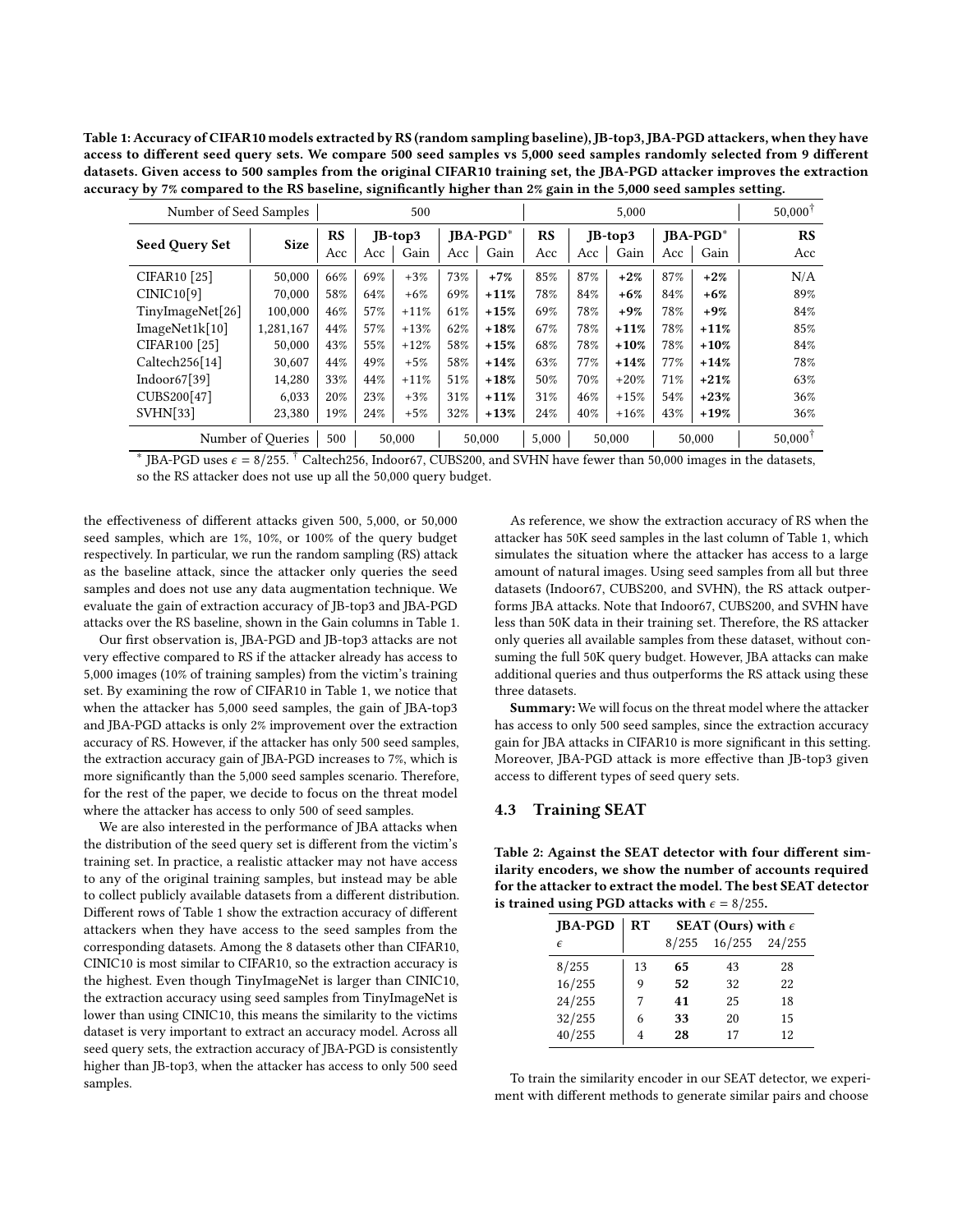Table 1: Accuracy of CIFAR10 models extracted by RS (random sampling baseline), JB-top3, JBA-PGD attackers, when they have access to different seed query sets. We compare 500 seed samples vs 5,000 seed samples randomly selected from 9 different datasets. Given access to 500 samples from the original CIFAR10 training set, the JBA-PGD attacker improves the extraction accuracy by 7% compared to the RS baseline, significantly higher than 2% gain in the 5,000 seed samples setting.

| Number of Seed Samples | | 500 | | | | | 5,000 | | | | | 50,000† |
|---|---|---|---|---|---|---|---|---|---|---|---|---|
| **Seed Query Set** | **Size** | **RS** | **JB-top3** | | **JBA-PGD*** | | **RS** | **JB-top3** | | **JBA-PGD*** | | **RS** |
| | | Acc | Acc | Gain | Acc | Gain | Acc | Acc | Gain | Acc | Gain | Acc |
| CIFAR10 [25] | 50,000 | 66% | 69% | +3% | 73% | **+7%** | 85% | 87% | **+2%** | 87% | **+2%** | N/A |
| CINIC10[9] | 70,000 | 58% | 64% | +6% | 69% | **+11%** | 78% | 84% | **+6%** | 84% | **+6%** | 89% |
| TinyImageNet[26] | 100,000 | 46% | 57% | +11% | 61% | **+15%** | 69% | 78% | **+9%** | 78% | **+9%** | 84% |
| ImageNet1k[10] | 1,281,167 | 44% | 57% | +13% | 62% | **+18%** | 67% | 78% | **+11%** | 78% | **+11%** | 85% |
| CIFAR100 [25] | 50,000 | 43% | 55% | +12% | 58% | **+15%** | 68% | 78% | **+10%** | 78% | **+10%** | 84% |
| Caltech256[14] | 30,607 | 44% | 49% | +5% | 58% | **+14%** | 63% | 77% | **+14%** | 77% | **+14%** | 78% |
| Indoor67[39] | 14,280 | 33% | 44% | +11% | 51% | **+18%** | 50% | 70% | +20% | 71% | **+21%** | 63% |
| CUBS200[47] | 6,033 | 20% | 23% | +3% | 31% | **+11%** | 31% | 46% | +15% | 54% | **+23%** | 36% |
| SVHN[33] | 23,380 | 19% | 24% | +5% | 32% | **+13%** | 24% | 40% | +16% | 43% | **+19%** | 36% |
| Number of Queries | | 500 | 50,000 | | 50,000 | | 5,000 | 50,000 | | 50,000 | | 50,000† |

* JBA-PGD uses $\epsilon = 8/255$. † Caltech256, Indoor67, CUBS200, and SVHN have fewer than 50,000 images in the datasets, so the RS attacker does not use up all the 50,000 query budget.

the effectiveness of different attacks given 500, 5,000, or 50,000 seed samples, which are 1%, 10%, or 100% of the query budget respectively. In particular, we run the random sampling (RS) attack as the baseline attack, since the attacker only queries the seed samples and does not use any data augmentation technique. We evaluate the gain of extraction accuracy of JB-top3 and JBA-PGD attacks over the RS baseline, shown in the Gain columns in Table 1.

Our first observation is, JBA-PGD and JB-top3 attacks are not very effective compared to RS if the attacker already has access to 5,000 images (10% of training samples) from the victim's training set. By examining the row of CIFAR10 in Table 1, we notice that when the attacker has 5,000 seed samples, the gain of JBA-top3 and JBA-PGD attacks is only 2% improvement over the extraction accuracy of RS. However, if the attacker has only 500 seed samples, the extraction accuracy gain of JBA-PGD increases to 7%, which is more significantly than the 5,000 seed samples scenario. Therefore, for the rest of the paper, we decide to focus on the threat model where the attacker has access to only 500 of seed samples.

We are also interested in the performance of JBA attacks when the distribution of the seed query set is different from the victim's training set. In practice, a realistic attacker may not have access to any of the original training samples, but instead may be able to collect publicly available datasets from a different distribution. Different rows of Table 1 show the extraction accuracy of different attackers when they have access to the seed samples from the corresponding datasets. Among the 8 datasets other than CIFAR10, CINIC10 is most similar to CIFAR10, so the extraction accuracy is the highest. Even though TinyImageNet is larger than CINIC10, the extraction accuracy using seed samples from TinyImageNet is lower than using CINIC10, this means the similarity to the victims dataset is very important to extract an accuracy model. Across all seed query sets, the extraction accuracy of JBA-PGD is consistently higher than JB-top3, when the attacker has access to only 500 seed samples.

As reference, we show the extraction accuracy of RS when the attacker has 50K seed samples in the last column of Table 1, which simulates the situation where the attacker has access to a large amount of natural images. Using seed samples from all but three datasets (Indoor67, CUBS200, and SVHN), the RS attack outperforms JBA attacks. Note that Indoor67, CUBS200, and SVHN have less than 50K data in their training set. Therefore, the RS attacker only queries all available samples from these dataset, without consuming the full 50K query budget. However, JBA attacks can make additional queries and thus outperforms the RS attack using these three datasets.

**Summary:** We will focus on the threat model where the attacker has access to only 500 seed samples, since the extraction accuracy gain for JBA attacks in CIFAR10 is more significant in this setting. Moreover, JBA-PGD attack is more effective than JB-top3 given access to different types of seed query sets.

### 4.3 Training SEAT

Table 2: Against the SEAT detector with four different similarity encoders, we show the number of accounts required for the attacker to extract the model. The best SEAT detector is trained using PGD attacks with $\epsilon = 8/255$.

| **JBA-PGD** | **RT** | **SEAT (Ours) with $\epsilon$** | | |
|---|---|---|---|---|
| $\epsilon$ | | 8/255 | 16/255 | 24/255 |
| 8/255 | 13 | **65** | 43 | 28 |
| 16/255 | 9 | **52** | 32 | 22 |
| 24/255 | 7 | **41** | 25 | 18 |
| 32/255 | 6 | **33** | 20 | 15 |
| 40/255 | 4 | **28** | 17 | 12 |

To train the similarity encoder in our SEAT detector, we experiment with different methods to generate similar pairs and choose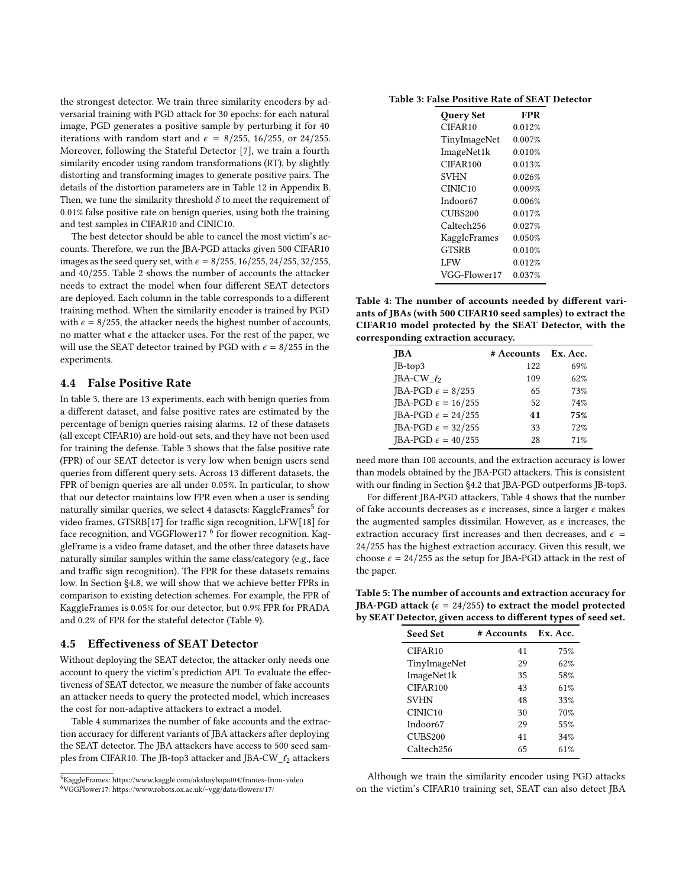the strongest detector. We train three similarity encoders by adversarial training with PGD attack for 30 epochs: for each natural image, PGD generates a positive sample by perturbing it for 40 iterations with random start and $\epsilon = 8/255$, $16/255$, or $24/255$. Moreover, following the Stateful Detector [7], we train a fourth similarity encoder using random transformations (RT), by slightly distorting and transforming images to generate positive pairs. The details of the distortion parameters are in Table 12 in Appendix B. Then, we tune the similarity threshold $\delta$ to meet the requirement of 0.01% false positive rate on benign queries, using both the training and test samples in CIFAR10 and CINIC10.

The best detector should be able to cancel the most victim's accounts. Therefore, we run the JBA-PGD attacks given 500 CIFAR10 images as the seed query set, with $\epsilon = 8/255, 16/255, 24/255, 32/255$, and $40/255$. Table 2 shows the number of accounts the attacker needs to extract the model when four different SEAT detectors are deployed. Each column in the table corresponds to a different training method. When the similarity encoder is trained by PGD with $\epsilon = 8/255$, the attacker needs the highest number of accounts, no matter what $\epsilon$ the attacker uses. For the rest of the paper, we will use the SEAT detector trained by PGD with $\epsilon = 8/255$ in the experiments.

## 4.4 False Positive Rate

In table 3, there are 13 experiments, each with benign queries from a different dataset, and false positive rates are estimated by the percentage of benign queries raising alarms. 12 of these datasets (all except CIFAR10) are hold-out sets, and they have not been used for training the defense. Table 3 shows that the false positive rate (FPR) of our SEAT detector is very low when benign users send queries from different query sets. Across 13 different datasets, the FPR of benign queries are all under 0.05%. In particular, to show that our detector maintains low FPR even when a user is sending naturally similar queries, we select 4 datasets: KaggleFrames[5] for video frames, GTSRB[17] for traffic sign recognition, LFW[18] for face recognition, and VGGFlower17 [6] for flower recognition. KaggleFrame is a video frame dataset, and the other three datasets have naturally similar samples within the same class/category (e.g., face and traffic sign recognition). The FPR for these datasets remains low. In Section §4.8, we will show that we achieve better FPRs in comparison to existing detection schemes. For example, the FPR of KaggleFrames is 0.05% for our detector, but 0.9% FPR for PRADA and 0.2% of FPR for the stateful detector (Table 9).

## 4.5 Effectiveness of SEAT Detector

Without deploying the SEAT detector, the attacker only needs one account to query the victim's prediction API. To evaluate the effectiveness of SEAT detector, we measure the number of fake accounts an attacker needs to query the protected model, which increases the cost for non-adaptive attackers to extract a model.

Table 4 summarizes the number of fake accounts and the extraction accuracy for different variants of JBA attackers after deploying the SEAT detector. The JBA attackers have access to 500 seed samples from CIFAR10. The JB-top3 attacker and JBA-CW_$\ell_2$ attackers need more than 100 accounts, and the extraction accuracy is lower than models obtained by the JBA-PGD attackers. This is consistent with our finding in Section §4.2 that JBA-PGD outperforms JB-top3.

For different JBA-PGD attackers, Table 4 shows that the number of fake accounts decreases as $\epsilon$ increases, since a larger $\epsilon$ makes the augmented samples dissimilar. However, as $\epsilon$ increases, the extraction accuracy first increases and then decreases, and $\epsilon = 24/255$ has the highest extraction accuracy. Given this result, we choose $\epsilon = 24/255$ as the setup for JBA-PGD attack in the rest of the paper.

Although we train the similarity encoder using PGD attacks on the victim's CIFAR10 training set, SEAT can also detect JBA

**Table 3: False Positive Rate of SEAT Detector**

| Query Set | FPR |
|---|---|
| CIFAR10 | 0.012% |
| TinyImageNet | 0.007% |
| ImageNet1k | 0.010% |
| CIFAR100 | 0.013% |
| SVHN | 0.026% |
| CINIC10 | 0.009% |
| Indoor67 | 0.006% |
| CUBS200 | 0.017% |
| Caltech256 | 0.027% |
| KaggleFrames | 0.050% |
| GTSRB | 0.010% |
| LFW | 0.012% |
| VGG-Flower17 | 0.037% |

**Table 4: The number of accounts needed by different variants of JBAs (with 500 CIFAR10 seed samples) to extract the CIFAR10 model protected by the SEAT Detector, with the corresponding extraction accuracy.**

| JBA | # Accounts | Ex. Acc. |
|---|---|---|
| JB-top3 | 122 | 69% |
| JBA-CW_$\ell_2$ | 109 | 62% |
| JBA-PGD $\epsilon = 8/255$ | 65 | 73% |
| JBA-PGD $\epsilon = 16/255$ | 52 | 74% |
| JBA-PGD $\epsilon = 24/255$ | **41** | **75%** |
| JBA-PGD $\epsilon = 32/255$ | 33 | 72% |
| JBA-PGD $\epsilon = 40/255$ | 28 | 71% |

**Table 5: The number of accounts and extraction accuracy for JBA-PGD attack ($\epsilon = 24/255$) to extract the model protected by SEAT Detector, given access to different types of seed set.**

| Seed Set | # Accounts | Ex. Acc. |
|---|---|---|
| CIFAR10 | 41 | 75% |
| TinyImageNet | 29 | 62% |
| ImageNet1k | 35 | 58% |
| CIFAR100 | 43 | 61% |
| SVHN | 48 | 33% |
| CINIC10 | 30 | 70% |
| Indoor67 | 29 | 55% |
| CUBS200 | 41 | 34% |
| Caltech256 | 65 | 61% |

[5] KaggleFrames: https://www.kaggle.com/akshaybapat04/frames-from-video

[6] VGGFlower17: https://www.robots.ox.ac.uk/~vgg/data/flowers/17/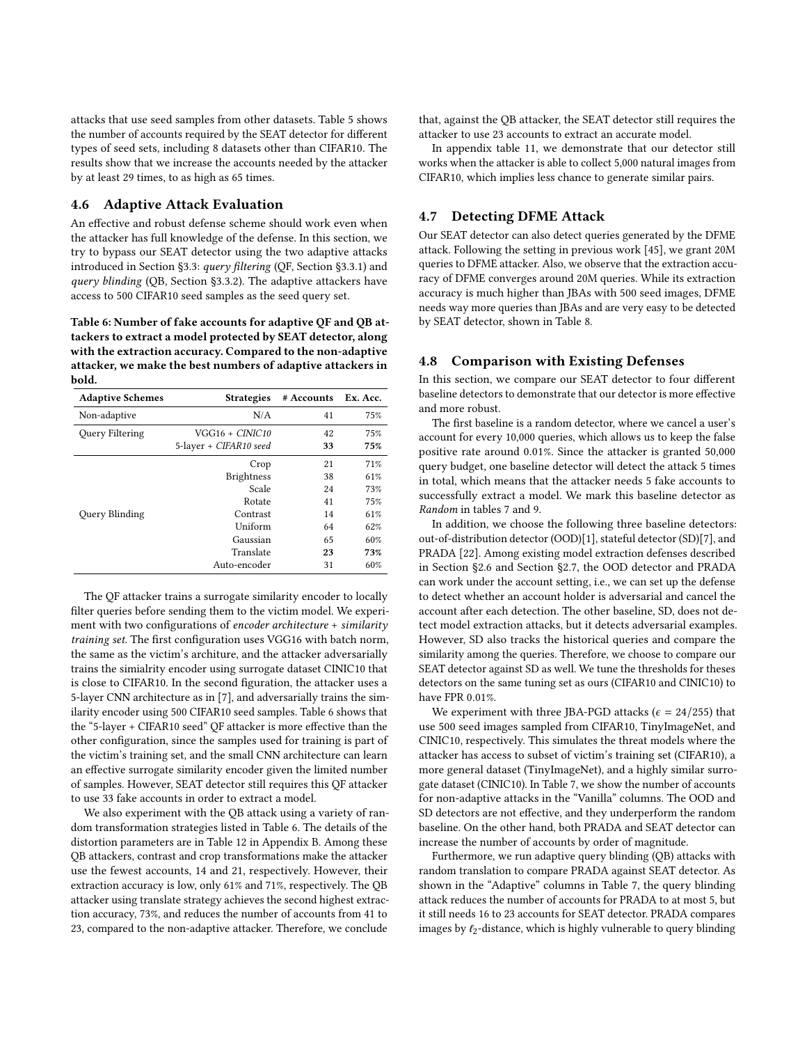attacks that use seed samples from other datasets. Table 5 shows the number of accounts required by the SEAT detector for different types of seed sets, including 8 datasets other than CIFAR10. The results show that we increase the accounts needed by the attacker by at least 29 times, to as high as 65 times.

### 4.6 Adaptive Attack Evaluation

An effective and robust defense scheme should work even when the attacker has full knowledge of the defense. In this section, we try to bypass our SEAT detector using the two adaptive attacks introduced in Section §3.3: *query filtering* (QF, Section §3.3.1) and *query blinding* (QB, Section §3.3.2). The adaptive attackers have access to 500 CIFAR10 seed samples as the seed query set.

**Table 6: Number of fake accounts for adaptive QF and QB attackers to extract a model protected by SEAT detector, along with the extraction accuracy. Compared to the non-adaptive attacker, we make the best numbers of adaptive attackers in bold.**

| Adaptive Schemes | Strategies | # Accounts | Ex. Acc. |
|---|---|---|---|
| Non-adaptive | N/A | 41 | 75% |
| Query Filtering | VGG16 + *CINIC10* | 42 | 75% |
| | 5-layer + *CIFAR10 seed* | **33** | **75%** |
| Query Blinding | Crop | 21 | 71% |
| | Brightness | 38 | 61% |
| | Scale | 24 | 73% |
| | Rotate | 41 | 75% |
| | Contrast | 14 | 61% |
| | Uniform | 64 | 62% |
| | Gaussian | 65 | 60% |
| | Translate | **23** | **73%** |
| | Auto-encoder | 31 | 60% |

The QF attacker trains a surrogate similarity encoder to locally filter queries before sending them to the victim model. We experiment with two configurations of *encoder architecture + similarity training set*. The first configuration uses VGG16 with batch norm, the same as the victim's architure, and the attacker adversarially trains the simialrity encoder using surrogate dataset CINIC10 that is close to CIFAR10. In the second figuration, the attacker uses a 5-layer CNN architecture as in [7], and adversarially trains the similarity encoder using 500 CIFAR10 seed samples. Table 6 shows that the "5-layer + CIFAR10 seed" QF attacker is more effective than the other configuration, since the samples used for training is part of the victim's training set, and the small CNN architecture can learn an effective surrogate similarity encoder given the limited number of samples. However, SEAT detector still requires this QF attacker to use 33 fake accounts in order to extract a model.

We also experiment with the QB attack using a variety of random transformation strategies listed in Table 6. The details of the distortion parameters are in Table 12 in Appendix B. Among these QB attackers, contrast and crop transformations make the attacker use the fewest accounts, 14 and 21, respectively. However, their extraction accuracy is low, only 61% and 71%, respectively. The QB attacker using translate strategy achieves the second highest extraction accuracy, 73%, and reduces the number of accounts from 41 to 23, compared to the non-adaptive attacker. Therefore, we conclude that, against the QB attacker, the SEAT detector still requires the attacker to use 23 accounts to extract an accurate model.

In appendix table 11, we demonstrate that our detector still works when the attacker is able to collect 5,000 natural images from CIFAR10, which implies less chance to generate similar pairs.

### 4.7 Detecting DFME Attack

Our SEAT detector can also detect queries generated by the DFME attack. Following the setting in previous work [45], we grant 20M queries to DFME attacker. Also, we observe that the extraction accuracy of DFME converges around 20M queries. While its extraction accuracy is much higher than JBAs with 500 seed images, DFME needs way more queries than JBAs and are very easy to be detected by SEAT detector, shown in Table 8.

### 4.8 Comparison with Existing Defenses

In this section, we compare our SEAT detector to four different baseline detectors to demonstrate that our detector is more effective and more robust.

The first baseline is a random detector, where we cancel a user's account for every 10,000 queries, which allows us to keep the false positive rate around 0.01%. Since the attacker is granted 50,000 query budget, one baseline detector will detect the attack 5 times in total, which means that the attacker needs 5 fake accounts to successfully extract a model. We mark this baseline detector as *Random* in tables 7 and 9.

In addition, we choose the following three baseline detectors: out-of-distribution detector (OOD)[1], stateful detector (SD)[7], and PRADA [22]. Among existing model extraction defenses described in Section §2.6 and Section §2.7, the OOD detector and PRADA can work under the account setting, i.e., we can set up the defense to detect whether an account holder is adversarial and cancel the account after each detection. The other baseline, SD, does not detect model extraction attacks, but it detects adversarial examples. However, SD also tracks the historical queries and compare the similarity among the queries. Therefore, we choose to compare our SEAT detector against SD as well. We tune the thresholds for theses detectors on the same tuning set as ours (CIFAR10 and CINIC10) to have FPR 0.01%.

We experiment with three JBA-PGD attacks ($\epsilon = 24/255$) that use 500 seed images sampled from CIFAR10, TinyImageNet, and CINIC10, respectively. This simulates the threat models where the attacker has access to subset of victim's training set (CIFAR10), a more general dataset (TinyImageNet), and a highly similar surrogate dataset (CINIC10). In Table 7, we show the number of accounts for non-adaptive attacks in the "Vanilla" columns. The OOD and SD detectors are not effective, and they underperform the random baseline. On the other hand, both PRADA and SEAT detector can increase the number of accounts by order of magnitude.

Furthermore, we run adaptive query blinding (QB) attacks with random translation to compare PRADA against SEAT detector. As shown in the "Adaptive" columns in Table 7, the query blinding attack reduces the number of accounts for PRADA to at most 5, but it still needs 16 to 23 accounts for SEAT detector. PRADA compares images by $\ell_2$-distance, which is highly vulnerable to query blinding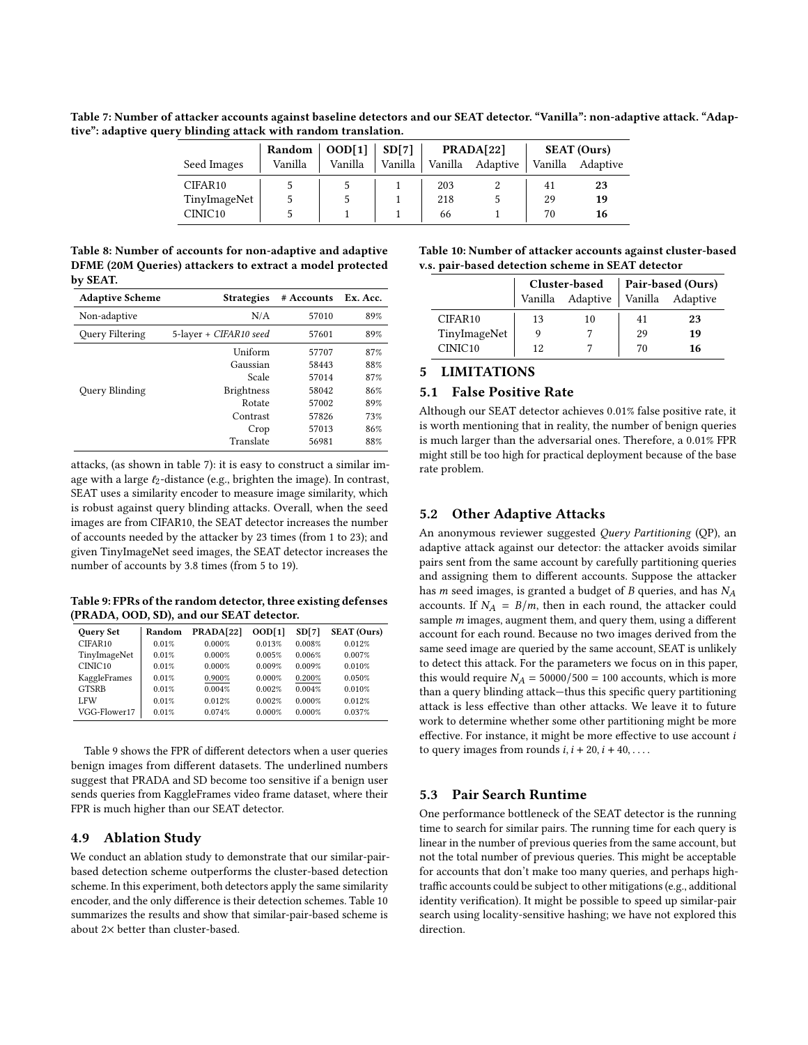Table 7: Number of attacker accounts against baseline detectors and our SEAT detector. "Vanilla": non-adaptive attack. "Adaptive": adaptive query blinding attack with random translation.

| | Random | OOD[1] | SD[7] | PRADA[22] | | SEAT (Ours) | |
|---|---|---|---|---|---|---|---|
| Seed Images | Vanilla | Vanilla | Vanilla | Vanilla | Adaptive | Vanilla | Adaptive |
| CIFAR10 | 5 | 5 | 1 | 203 | 2 | 41 | **23** |
| TinyImageNet | 5 | 5 | 1 | 218 | 5 | 29 | **19** |
| CINIC10 | 5 | 1 | 1 | 66 | 1 | 70 | **16** |

Table 8: Number of accounts for non-adaptive and adaptive DFME (20M Queries) attackers to extract a model protected by SEAT.

| Adaptive Scheme | Strategies | # Accounts | Ex. Acc. |
|---|---|---|---|
| Non-adaptive | N/A | 57010 | 89% |
| Query Filtering | 5-layer + *CIFAR10 seed* | 57601 | 89% |
| Query Blinding | Uniform | 57707 | 87% |
| | Gaussian | 58443 | 88% |
| | Scale | 57014 | 87% |
| | Brightness | 58042 | 86% |
| | Rotate | 57002 | 89% |
| | Contrast | 57826 | 73% |
| | Crop | 57013 | 86% |
| | Translate | 56981 | 88% |

attacks, (as shown in table 7): it is easy to construct a similar image with a large $\ell_2$-distance (e.g., brighten the image). In contrast, SEAT uses a similarity encoder to measure image similarity, which is robust against query blinding attacks. Overall, when the seed images are from CIFAR10, the SEAT detector increases the number of accounts needed by the attacker by 23 times (from 1 to 23); and given TinyImageNet seed images, the SEAT detector increases the number of accounts by 3.8 times (from 5 to 19).

Table 9: FPRs of the random detector, three existing defenses (PRADA, OOD, SD), and our SEAT detector.

| Query Set | Random | PRADA[22] | OOD[1] | SD[7] | SEAT (Ours) |
|---|---|---|---|---|---|
| CIFAR10 | 0.01% | 0.000% | 0.013% | 0.008% | 0.012% |
| TinyImageNet | 0.01% | 0.000% | 0.005% | 0.006% | 0.007% |
| CINIC10 | 0.01% | 0.000% | 0.009% | 0.009% | 0.010% |
| KaggleFrames | 0.01% | <u>0.900%</u> | 0.000% | <u>0.200%</u> | 0.050% |
| GTSRB | 0.01% | 0.004% | 0.002% | 0.004% | 0.010% |
| LFW | 0.01% | 0.012% | 0.002% | 0.000% | 0.012% |
| VGG-Flower17 | 0.01% | 0.074% | 0.000% | 0.000% | 0.037% |

Table 9 shows the FPR of different detectors when a user queries benign images from different datasets. The underlined numbers suggest that PRADA and SD become too sensitive if a benign user sends queries from KaggleFrames video frame dataset, where their FPR is much higher than our SEAT detector.

## 4.9 Ablation Study

We conduct an ablation study to demonstrate that our similar-pair-based detection scheme outperforms the cluster-based detection scheme. In this experiment, both detectors apply the same similarity encoder, and the only difference is their detection schemes. Table 10 summarizes the results and show that similar-pair-based scheme is about 2× better than cluster-based.

Table 10: Number of attacker accounts against cluster-based v.s. pair-based detection scheme in SEAT detector

| | Cluster-based | | Pair-based (Ours) | |
|---|---|---|---|---|
| | Vanilla | Adaptive | Vanilla | Adaptive |
| CIFAR10 | 13 | 10 | 41 | **23** |
| TinyImageNet | 9 | 7 | 29 | **19** |
| CINIC10 | 12 | 7 | 70 | **16** |

# 5 LIMITATIONS

## 5.1 False Positive Rate

Although our SEAT detector achieves 0.01% false positive rate, it is worth mentioning that in reality, the number of benign queries is much larger than the adversarial ones. Therefore, a 0.01% FPR might still be too high for practical deployment because of the base rate problem.

## 5.2 Other Adaptive Attacks

An anonymous reviewer suggested *Query Partitioning* (QP), an adaptive attack against our detector: the attacker avoids similar pairs sent from the same account by carefully partitioning queries and assigning them to different accounts. Suppose the attacker has $m$ seed images, is granted a budget of $B$ queries, and has $N_A$ accounts. If $N_A = B/m$, then in each round, the attacker could sample $m$ images, augment them, and query them, using a different account for each round. Because no two images derived from the same seed image are queried by the same account, SEAT is unlikely to detect this attack. For the parameters we focus on in this paper, this would require $N_A = 50000/500 = 100$ accounts, which is more than a query blinding attack—thus this specific query partitioning attack is less effective than other attacks. We leave it to future work to determine whether some other partitioning might be more effective. For instance, it might be more effective to use account $i$ to query images from rounds $i, i + 20, i + 40, \ldots$.

## 5.3 Pair Search Runtime

One performance bottleneck of the SEAT detector is the running time to search for similar pairs. The running time for each query is linear in the number of previous queries from the same account, but not the total number of previous queries. This might be acceptable for accounts that don't make too many queries, and perhaps high-traffic accounts could be subject to other mitigations (e.g., additional identity verification). It might be possible to speed up similar-pair search using locality-sensitive hashing; we have not explored this direction.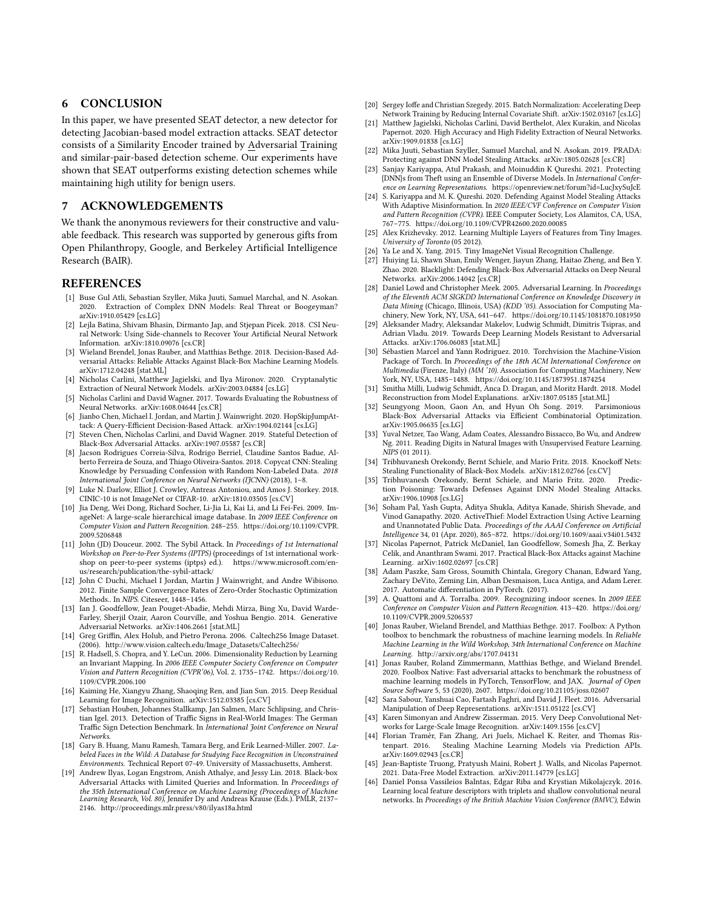## 6 CONCLUSION

In this paper, we have presented SEAT detector, a new detector for detecting Jacobian-based model extraction attacks. SEAT detector consists of a Similarity Encoder trained by Adversarial Training and similar-pair-based detection scheme. Our experiments have shown that SEAT outperforms existing detection schemes while maintaining high utility for benign users.

## 7 ACKNOWLEDGEMENTS

We thank the anonymous reviewers for their constructive and valuable feedback. This research was supported by generous gifts from Open Philanthropy, Google, and Berkeley Artificial Intelligence Research (BAIR).

## REFERENCES

- [1] Buse Gul Atli, Sebastian Szyller, Mika Juuti, Samuel Marchal, and N. Asokan. 2020. Extraction of Complex DNN Models: Real Threat or Boogeyman? arXiv:1910.05429 [cs.LG]
- [2] Lejla Batina, Shivam Bhasin, Dirmanto Jap, and Stjepan Picek. 2018. CSI Neural Network: Using Side-channels to Recover Your Artificial Neural Network Information. arXiv:1810.09076 [cs.CR]
- [3] Wieland Brendel, Jonas Rauber, and Matthias Bethge. 2018. Decision-Based Adversarial Attacks: Reliable Attacks Against Black-Box Machine Learning Models. arXiv:1712.04248 [stat.ML]
- [4] Nicholas Carlini, Matthew Jagielski, and Ilya Mironov. 2020. Cryptanalytic Extraction of Neural Network Models. arXiv:2003.04884 [cs.LG]
- [5] Nicholas Carlini and David Wagner. 2017. Towards Evaluating the Robustness of Neural Networks. arXiv:1608.04644 [cs.CR]
- [6] Jianbo Chen, Michael I. Jordan, and Martin J. Wainwright. 2020. HopSkipJumpAttack: A Query-Efficient Decision-Based Attack. arXiv:1904.02144 [cs.LG]
- [7] Steven Chen, Nicholas Carlini, and David Wagner. 2019. Stateful Detection of Black-Box Adversarial Attacks. arXiv:1907.05587 [cs.CR]
- [8] Jacson Rodrigues Correia-Silva, Rodrigo Berriel, Claudine Santos Badue, Alberto Ferreira de Souza, and Thiago Oliveira-Santos. 2018. Copycat CNN: Stealing Knowledge by Persuading Confession with Random Non-Labeled Data. *2018 International Joint Conference on Neural Networks (IJCNN)* (2018), 1–8.
- [9] Luke N. Darlow, Elliot J. Crowley, Antreas Antoniou, and Amos J. Storkey. 2018. CINIC-10 is not ImageNet or CIFAR-10. arXiv:1810.03505 [cs.CV]
- [10] Jia Deng, Wei Dong, Richard Socher, Li-Jia Li, Kai Li, and Li Fei-Fei. 2009. ImageNet: A large-scale hierarchical image database. In *2009 IEEE Conference on Computer Vision and Pattern Recognition*. 248–255. https://doi.org/10.1109/CVPR.2009.5206848
- [11] John (JD) Douceur. 2002. The Sybil Attack. In *Proceedings of 1st International Workshop on Peer-to-Peer Systems (IPTPS)* (proceedings of 1st international workshop on peer-to-peer systems (iptps) ed.). https://www.microsoft.com/en-us/research/publication/the-sybil-attack/
- [12] John C Duchi, Michael I Jordan, Martin J Wainwright, and Andre Wibisono. 2012. Finite Sample Convergence Rates of Zero-Order Stochastic Optimization Methods.. In *NIPS*. Citeseer, 1448–1456.
- [13] Ian J. Goodfellow, Jean Pouget-Abadie, Mehdi Mirza, Bing Xu, David Warde-Farley, Sherjil Ozair, Aaron Courville, and Yoshua Bengio. 2014. Generative Adversarial Networks. arXiv:1406.2661 [stat.ML]
- [14] Greg Griffin, Alex Holub, and Pietro Perona. 2006. Caltech256 Image Dataset. (2006). http://www.vision.caltech.edu/Image_Datasets/Caltech256/
- [15] R. Hadsell, S. Chopra, and Y. LeCun. 2006. Dimensionality Reduction by Learning an Invariant Mapping. In *2006 IEEE Computer Society Conference on Computer Vision and Pattern Recognition (CVPR'06)*, Vol. 2. 1735–1742. https://doi.org/10.1109/CVPR.2006.100
- [16] Kaiming He, Xiangyu Zhang, Shaoqing Ren, and Jian Sun. 2015. Deep Residual Learning for Image Recognition. arXiv:1512.03385 [cs.CV]
- [17] Sebastian Houben, Johannes Stallkamp, Jan Salmen, Marc Schlipsing, and Christian Igel. 2013. Detection of Traffic Signs in Real-World Images: The German Traffic Sign Detection Benchmark. In *International Joint Conference on Neural Networks*.
- [18] Gary B. Huang, Manu Ramesh, Tamara Berg, and Erik Learned-Miller. 2007. *Labeled Faces in the Wild: A Database for Studying Face Recognition in Unconstrained Environments*. Technical Report 07-49. University of Massachusetts, Amherst.
- [19] Andrew Ilyas, Logan Engstrom, Anish Athalye, and Jessy Lin. 2018. Black-box Adversarial Attacks with Limited Queries and Information. In *Proceedings of the 35th International Conference on Machine Learning (Proceedings of Machine Learning Research, Vol. 80)*, Jennifer Dy and Andreas Krause (Eds.). PMLR, 2137–2146. http://proceedings.mlr.press/v80/ilyas18a.html
- [20] Sergey Ioffe and Christian Szegedy. 2015. Batch Normalization: Accelerating Deep Network Training by Reducing Internal Covariate Shift. arXiv:1502.03167 [cs.LG]
- [21] Matthew Jagielski, Nicholas Carlini, David Berthelot, Alex Kurakin, and Nicolas Papernot. 2020. High Accuracy and High Fidelity Extraction of Neural Networks. arXiv:1909.01838 [cs.LG]
- [22] Mika Juuti, Sebastian Szyller, Samuel Marchal, and N. Asokan. 2019. PRADA: Protecting against DNN Model Stealing Attacks. arXiv:1805.02628 [cs.CR]
- [23] Sanjay Kariyappa, Atul Prakash, and Moinuddin K Qureshi. 2021. Protecting {DNN}s from Theft using an Ensemble of Diverse Models. In *International Conference on Learning Representations*. https://openreview.net/forum?id=LucJxySuJcE
- [24] S. Kariyappa and M. K. Qureshi. 2020. Defending Against Model Stealing Attacks With Adaptive Misinformation. In *2020 IEEE/CVF Conference on Computer Vision and Pattern Recognition (CVPR)*. IEEE Computer Society, Los Alamitos, CA, USA, 767–775. https://doi.org/10.1109/CVPR42600.2020.00085
- [25] Alex Krizhevsky. 2012. Learning Multiple Layers of Features from Tiny Images. *University of Toronto* (05 2012).
- [26] Ya Le and X. Yang. 2015. Tiny ImageNet Visual Recognition Challenge.
- [27] Huiying Li, Shawn Shan, Emily Wenger, Jiayun Zhang, Haitao Zheng, and Ben Y. Zhao. 2020. Blacklight: Defending Black-Box Adversarial Attacks on Deep Neural Networks. arXiv:2006.14042 [cs.CR]
- [28] Daniel Lowd and Christopher Meek. 2005. Adversarial Learning. In *Proceedings of the Eleventh ACM SIGKDD International Conference on Knowledge Discovery in Data Mining* (Chicago, Illinois, USA) *(KDD '05)*. Association for Computing Machinery, New York, NY, USA, 641–647. https://doi.org/10.1145/1081870.1081950
- [29] Aleksander Madry, Aleksandar Makelov, Ludwig Schmidt, Dimitris Tsipras, and Adrian Vladu. 2019. Towards Deep Learning Models Resistant to Adversarial Attacks. arXiv:1706.06083 [stat.ML]
- [30] Sébastien Marcel and Yann Rodriguez. 2010. Torchvision the Machine-Vision Package of Torch. In *Proceedings of the 18th ACM International Conference on Multimedia* (Firenze, Italy) *(MM '10)*. Association for Computing Machinery, New York, NY, USA, 1485–1488. https://doi.org/10.1145/1873951.1874254
- [31] Smitha Milli, Ludwig Schmidt, Anca D. Dragan, and Moritz Hardt. 2018. Model Reconstruction from Model Explanations. arXiv:1807.05185 [stat.ML]
- [32] Seungyong Moon, Gaon An, and Hyun Oh Song. 2019. Parsimonious Black-Box Adversarial Attacks via Efficient Combinatorial Optimization. arXiv:1905.06635 [cs.LG]
- [33] Yuval Netzer, Tao Wang, Adam Coates, Alessandro Bissacco, Bo Wu, and Andrew Ng. 2011. Reading Digits in Natural Images with Unsupervised Feature Learning. *NIPS* (01 2011).
- [34] Tribhuvanesh Orekondy, Bernt Schiele, and Mario Fritz. 2018. Knockoff Nets: Stealing Functionality of Black-Box Models. arXiv:1812.02766 [cs.CV]
- [35] Tribhuvanesh Orekondy, Bernt Schiele, and Mario Fritz. 2020. Prediction Poisoning: Towards Defenses Against DNN Model Stealing Attacks. arXiv:1906.10908 [cs.LG]
- [36] Soham Pal, Yash Gupta, Aditya Shukla, Aditya Kanade, Shirish Shevade, and Vinod Ganapathy. 2020. ActiveThief: Model Extraction Using Active Learning and Unannotated Public Data. *Proceedings of the AAAI Conference on Artificial Intelligence* 34, 01 (Apr. 2020), 865–872. https://doi.org/10.1609/aaai.v34i01.5432
- [37] Nicolas Papernot, Patrick McDaniel, Ian Goodfellow, Somesh Jha, Z. Berkay Celik, and Ananthram Swami. 2017. Practical Black-Box Attacks against Machine Learning. arXiv:1602.02697 [cs.CR]
- [38] Adam Paszke, Sam Gross, Soumith Chintala, Gregory Chanan, Edward Yang, Zachary DeVito, Zeming Lin, Alban Desmaison, Luca Antiga, and Adam Lerer. 2017. Automatic differentiation in PyTorch. (2017).
- [39] A. Quattoni and A. Torralba. 2009. Recognizing indoor scenes. In *2009 IEEE Conference on Computer Vision and Pattern Recognition*. 413–420. https://doi.org/10.1109/CVPR.2009.5206537
- [40] Jonas Rauber, Wieland Brendel, and Matthias Bethge. 2017. Foolbox: A Python toolbox to benchmark the robustness of machine learning models. In *Reliable Machine Learning in the Wild Workshop, 34th International Conference on Machine Learning*. http://arxiv.org/abs/1707.04131
- [41] Jonas Rauber, Roland Zimmermann, Matthias Bethge, and Wieland Brendel. 2020. Foolbox Native: Fast adversarial attacks to benchmark the robustness of machine learning models in PyTorch, TensorFlow, and JAX. *Journal of Open Source Software* 5, 53 (2020), 2607. https://doi.org/10.21105/joss.02607
- [42] Sara Sabour, Yanshuai Cao, Fartash Faghri, and David J. Fleet. 2016. Adversarial Manipulation of Deep Representations. arXiv:1511.05122 [cs.CV]
- [43] Karen Simonyan and Andrew Zisserman. 2015. Very Deep Convolutional Networks for Large-Scale Image Recognition. arXiv:1409.1556 [cs.CV]
- [44] Florian Tramèr, Fan Zhang, Ari Juels, Michael K. Reiter, and Thomas Ristenpart. 2016. Stealing Machine Learning Models via Prediction APIs. arXiv:1609.02943 [cs.CR]
- [45] Jean-Baptiste Truong, Pratyush Maini, Robert J. Walls, and Nicolas Papernot. 2021. Data-Free Model Extraction. arXiv:2011.14779 [cs.LG]
- [46] Daniel Ponsa Vassileios Balntas, Edgar Riba and Krystian Mikolajczyk. 2016. Learning local feature descriptors with triplets and shallow convolutional neural networks. In *Proceedings of the British Machine Vision Conference (BMVC)*, Edwin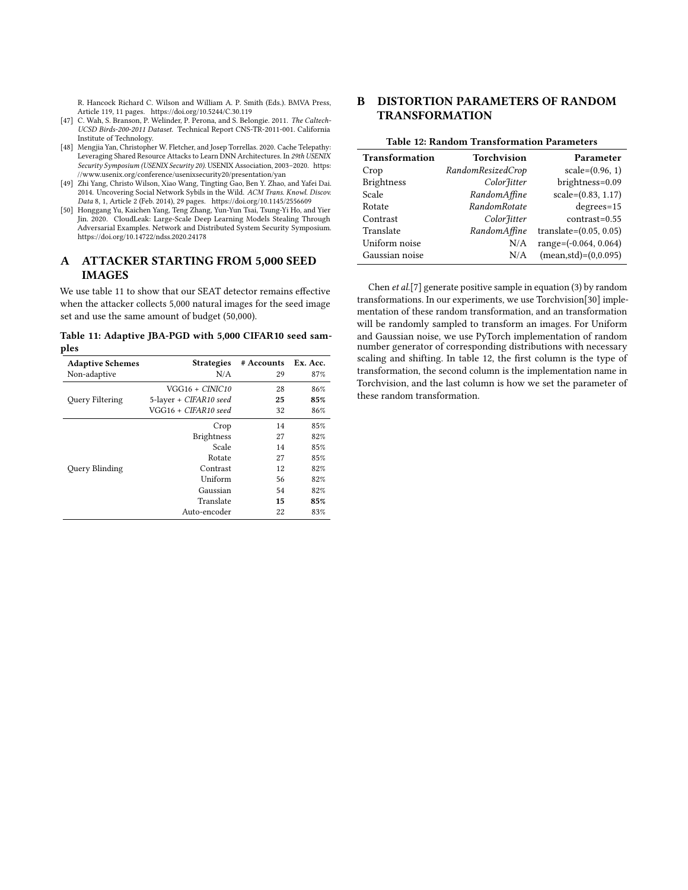R. Hancock Richard C. Wilson and William A. P. Smith (Eds.). BMVA Press, Article 119, 11 pages. https://doi.org/10.5244/C.30.119

- [47] C. Wah, S. Branson, P. Welinder, P. Perona, and S. Belongie. 2011. *The Caltech-UCSD Birds-200-2011 Dataset.* Technical Report CNS-TR-2011-001. California Institute of Technology.
- [48] Mengjia Yan, Christopher W. Fletcher, and Josep Torrellas. 2020. Cache Telepathy: Leveraging Shared Resource Attacks to Learn DNN Architectures. In *29th USENIX Security Symposium (USENIX Security 20)*. USENIX Association, 2003–2020. https://www.usenix.org/conference/usenixsecurity20/presentation/yan
- [49] Zhi Yang, Christo Wilson, Xiao Wang, Tingting Gao, Ben Y. Zhao, and Yafei Dai. 2014. Uncovering Social Network Sybils in the Wild. *ACM Trans. Knowl. Discov. Data* 8, 1, Article 2 (Feb. 2014), 29 pages. https://doi.org/10.1145/2556609
- [50] Honggang Yu, Kaichen Yang, Teng Zhang, Yun-Yun Tsai, Tsung-Yi Ho, and Yier Jin. 2020. CloudLeak: Large-Scale Deep Learning Models Stealing Through Adversarial Examples. Network and Distributed System Security Symposium. https://doi.org/10.14722/ndss.2020.24178

# A ATTACKER STARTING FROM 5,000 SEED IMAGES

We use table 11 to show that our SEAT detector remains effective when the attacker collects 5,000 natural images for the seed image set and use the same amount of budget (50,000).

**Table 11: Adaptive JBA-PGD with 5,000 CIFAR10 seed samples**

| Adaptive Schemes | Strategies | # Accounts | Ex. Acc. |
|---|---|---|---|
| Non-adaptive | N/A | 29 | 87% |
| Query Filtering | VGG16 + *CINIC10* | 28 | 86% |
| | 5-layer + *CIFAR10 seed* | **25** | **85%** |
| | VGG16 + *CIFAR10 seed* | 32 | 86% |
| Query Blinding | Crop | 14 | 85% |
| | Brightness | 27 | 82% |
| | Scale | 14 | 85% |
| | Rotate | 27 | 85% |
| | Contrast | 12 | 82% |
| | Uniform | 56 | 82% |
| | Gaussian | 54 | 82% |
| | Translate | **15** | **85%** |
| | Auto-encoder | 22 | 83% |

# B DISTORTION PARAMETERS OF RANDOM TRANSFORMATION

**Table 12: Random Transformation Parameters**

| Transformation | Torchvision | Parameter |
|---|---|---|
| Crop | *RandomResizedCrop* | scale=(0.96, 1) |
| Brightness | *ColorJitter* | brightness=0.09 |
| Scale | *RandomAffine* | scale=(0.83, 1.17) |
| Rotate | *RandomRotate* | degrees=15 |
| Contrast | *ColorJitter* | contrast=0.55 |
| Translate | *RandomAffine* | translate=(0.05, 0.05) |
| Uniform noise | N/A | range=(-0.064, 0.064) |
| Gaussian noise | N/A | (mean,std)=(0,0.095) |

Chen *et al.*[7] generate positive sample in equation (3) by random transformations. In our experiments, we use Torchvision[30] implementation of these random transformation, and an transformation will be randomly sampled to transform an images. For Uniform and Gaussian noise, we use PyTorch implementation of random number generator of corresponding distributions with necessary scaling and shifting. In table 12, the first column is the type of transformation, the second column is the implementation name in Torchvision, and the last column is how we set the parameter of these random transformation.